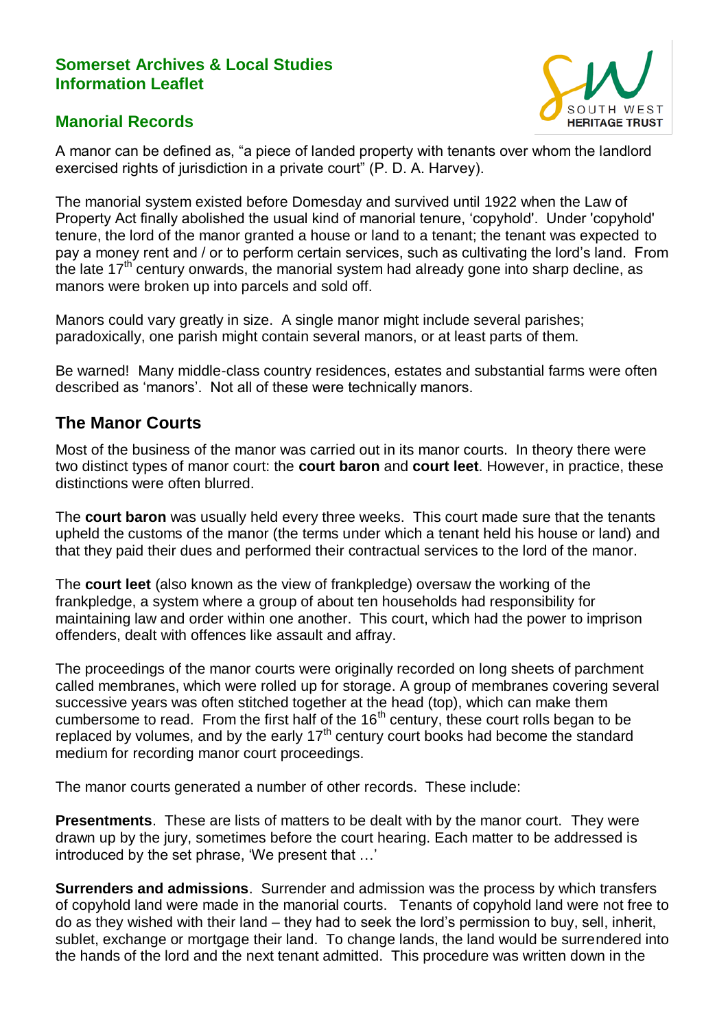**Somerset Archives & Local Studies**
**Information Leaflet**

# Manorial Records

A manor can be defined as, “a piece of landed property with tenants over whom the landlord exercised rights of jurisdiction in a private court” (P. D. A. Harvey).

The manorial system existed before Domesday and survived until 1922 when the Law of Property Act finally abolished the usual kind of manorial tenure, ‘copyhold'. Under 'copyhold' tenure, the lord of the manor granted a house or land to a tenant; the tenant was expected to pay a money rent and / or to perform certain services, such as cultivating the lord’s land. From the late 17th century onwards, the manorial system had already gone into sharp decline, as manors were broken up into parcels and sold off.

Manors could vary greatly in size. A single manor might include several parishes; paradoxically, one parish might contain several manors, or at least parts of them.

Be warned! Many middle-class country residences, estates and substantial farms were often described as ‘manors’. Not all of these were technically manors.

## The Manor Courts

Most of the business of the manor was carried out in its manor courts. In theory there were two distinct types of manor court: the **court baron** and **court leet**. However, in practice, these distinctions were often blurred.

The **court baron** was usually held every three weeks. This court made sure that the tenants upheld the customs of the manor (the terms under which a tenant held his house or land) and that they paid their dues and performed their contractual services to the lord of the manor.

The **court leet** (also known as the view of frankpledge) oversaw the working of the frankpledge, a system where a group of about ten households had responsibility for maintaining law and order within one another. This court, which had the power to imprison offenders, dealt with offences like assault and affray.

The proceedings of the manor courts were originally recorded on long sheets of parchment called membranes, which were rolled up for storage. A group of membranes covering several successive years was often stitched together at the head (top), which can make them cumbersome to read. From the first half of the 16th century, these court rolls began to be replaced by volumes, and by the early 17th century court books had become the standard medium for recording manor court proceedings.

The manor courts generated a number of other records. These include:

**Presentments**. These are lists of matters to be dealt with by the manor court. They were drawn up by the jury, sometimes before the court hearing. Each matter to be addressed is introduced by the set phrase, ‘We present that …’

**Surrenders and admissions**. Surrender and admission was the process by which transfers of copyhold land were made in the manorial courts. Tenants of copyhold land were not free to do as they wished with their land – they had to seek the lord’s permission to buy, sell, inherit, sublet, exchange or mortgage their land. To change lands, the land would be surrendered into the hands of the lord and the next tenant admitted. This procedure was written down in the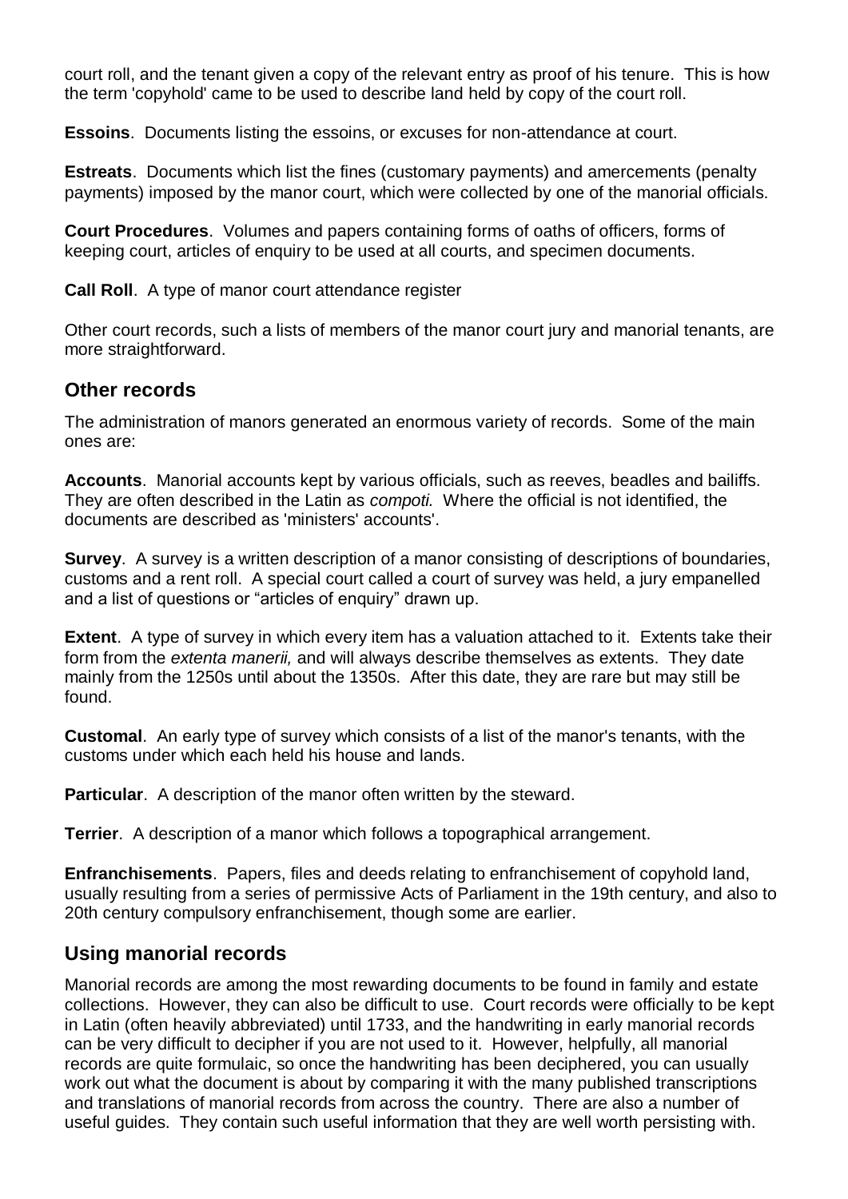court roll, and the tenant given a copy of the relevant entry as proof of his tenure. This is how the term 'copyhold' came to be used to describe land held by copy of the court roll.

**Essoins**. Documents listing the essoins, or excuses for non-attendance at court.

**Estreats**. Documents which list the fines (customary payments) and amercements (penalty payments) imposed by the manor court, which were collected by one of the manorial officials.

**Court Procedures**. Volumes and papers containing forms of oaths of officers, forms of keeping court, articles of enquiry to be used at all courts, and specimen documents.

**Call Roll**. A type of manor court attendance register

Other court records, such a lists of members of the manor court jury and manorial tenants, are more straightforward.

## Other records

The administration of manors generated an enormous variety of records. Some of the main ones are:

**Accounts**. Manorial accounts kept by various officials, such as reeves, beadles and bailiffs. They are often described in the Latin as *compoti.* Where the official is not identified, the documents are described as 'ministers' accounts'.

**Survey**. A survey is a written description of a manor consisting of descriptions of boundaries, customs and a rent roll. A special court called a court of survey was held, a jury empanelled and a list of questions or "articles of enquiry" drawn up.

**Extent**. A type of survey in which every item has a valuation attached to it. Extents take their form from the *extenta manerii,* and will always describe themselves as extents. They date mainly from the 1250s until about the 1350s. After this date, they are rare but may still be found.

**Customal**. An early type of survey which consists of a list of the manor's tenants, with the customs under which each held his house and lands.

**Particular**. A description of the manor often written by the steward.

**Terrier**. A description of a manor which follows a topographical arrangement.

**Enfranchisements**. Papers, files and deeds relating to enfranchisement of copyhold land, usually resulting from a series of permissive Acts of Parliament in the 19th century, and also to 20th century compulsory enfranchisement, though some are earlier.

## Using manorial records

Manorial records are among the most rewarding documents to be found in family and estate collections. However, they can also be difficult to use. Court records were officially to be kept in Latin (often heavily abbreviated) until 1733, and the handwriting in early manorial records can be very difficult to decipher if you are not used to it. However, helpfully, all manorial records are quite formulaic, so once the handwriting has been deciphered, you can usually work out what the document is about by comparing it with the many published transcriptions and translations of manorial records from across the country. There are also a number of useful guides. They contain such useful information that they are well worth persisting with.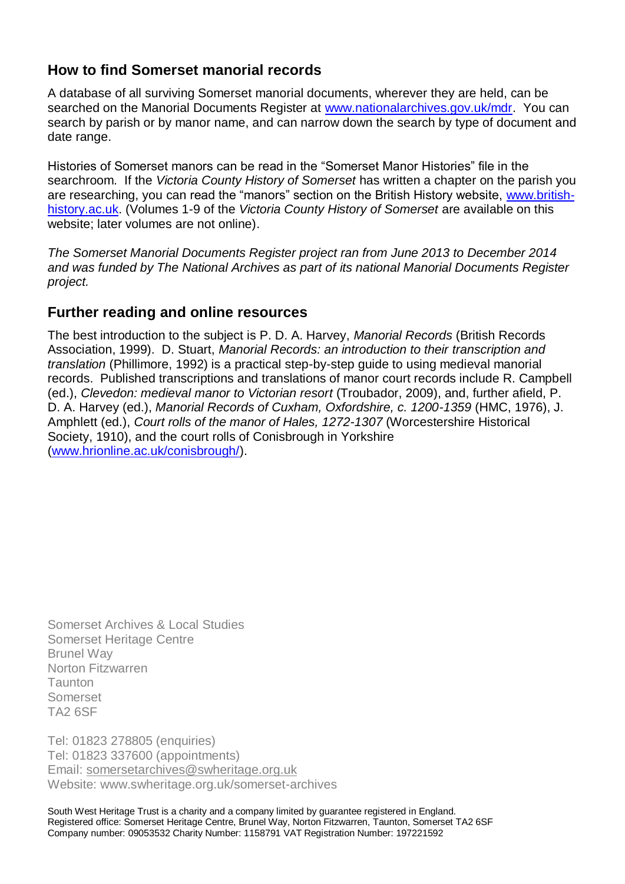## How to find Somerset manorial records

A database of all surviving Somerset manorial documents, wherever they are held, can be searched on the Manorial Documents Register at [www.nationalarchives.gov.uk/mdr](www.nationalarchives.gov.uk/mdr). You can search by parish or by manor name, and can narrow down the search by type of document and date range.

Histories of Somerset manors can be read in the "Somerset Manor Histories" file in the searchroom. If the *Victoria County History of Somerset* has written a chapter on the parish you are researching, you can read the "manors" section on the British History website, [www.british-history.ac.uk](www.british-history.ac.uk). (Volumes 1-9 of the *Victoria County History of Somerset* are available on this website; later volumes are not online).

*The Somerset Manorial Documents Register project ran from June 2013 to December 2014 and was funded by The National Archives as part of its national Manorial Documents Register project.*

## Further reading and online resources

The best introduction to the subject is P. D. A. Harvey, *Manorial Records* (British Records Association, 1999). D. Stuart, *Manorial Records: an introduction to their transcription and translation* (Phillimore, 1992) is a practical step-by-step guide to using medieval manorial records. Published transcriptions and translations of manor court records include R. Campbell (ed.), *Clevedon: medieval manor to Victorian resort* (Troubador, 2009), and, further afield, P. D. A. Harvey (ed.), *Manorial Records of Cuxham, Oxfordshire, c. 1200-1359* (HMC, 1976), J. Amphlett (ed.), *Court rolls of the manor of Hales, 1272-1307* (Worcestershire Historical Society, 1910), and the court rolls of Conisbrough in Yorkshire ([www.hrionline.ac.uk/conisbrough/](www.hrionline.ac.uk/conisbrough/)).

Somerset Archives & Local Studies
Somerset Heritage Centre
Brunel Way
Norton Fitzwarren
Taunton
Somerset
TA2 6SF

Tel: 01823 278805 (enquiries)
Tel: 01823 337600 (appointments)
Email: somersetarchives@swheritage.org.uk
Website: www.swheritage.org.uk/somerset-archives

South West Heritage Trust is a charity and a company limited by guarantee registered in England.
Registered office: Somerset Heritage Centre, Brunel Way, Norton Fitzwarren, Taunton, Somerset TA2 6SF
Company number: 09053532 Charity Number: 1158791 VAT Registration Number: 197221592